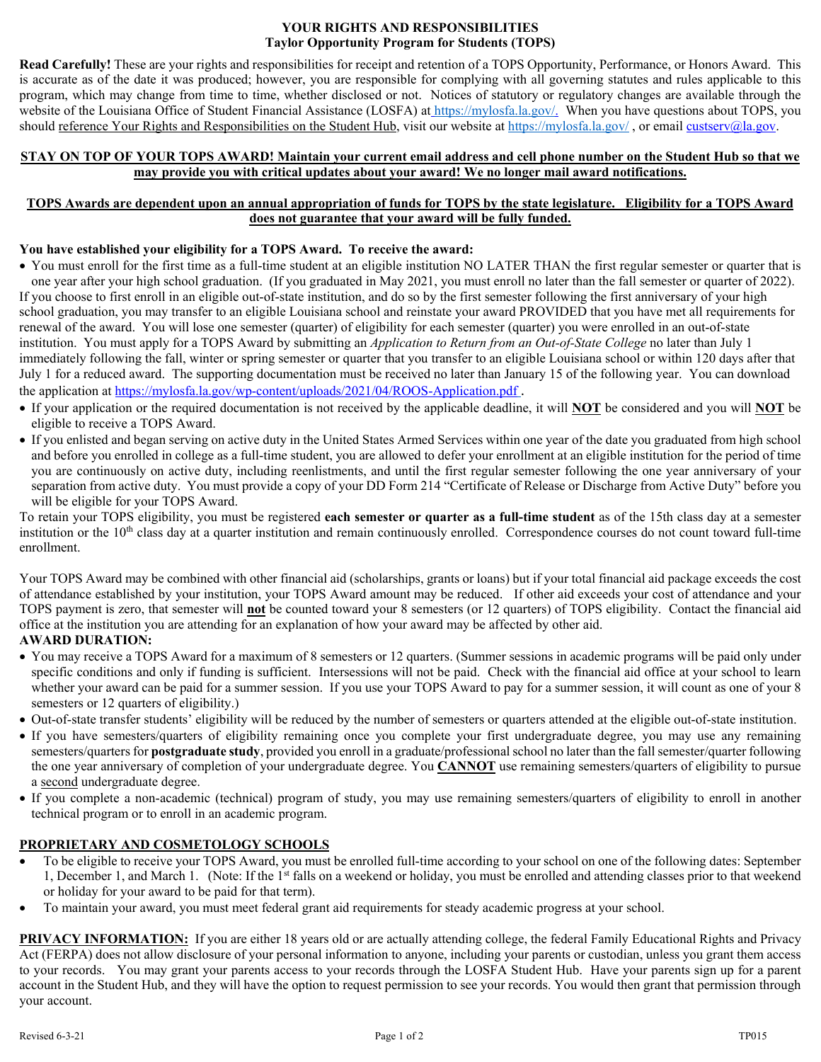# YOUR RIGHTS AND RESPONSIBILITIES
## Taylor Opportunity Program for Students (TOPS)

**Read Carefully!** These are your rights and responsibilities for receipt and retention of a TOPS Opportunity, Performance, or Honors Award. This is accurate as of the date it was produced; however, you are responsible for complying with all governing statutes and rules applicable to this program, which may change from time to time, whether disclosed or not. Notices of statutory or regulatory changes are available through the website of the Louisiana Office of Student Financial Assistance (LOSFA) at https://mylosfa.la.gov/. When you have questions about TOPS, you should reference Your Rights and Responsibilities on the Student Hub, visit our website at https://mylosfa.la.gov/ , or email custserv@la.gov.

**STAY ON TOP OF YOUR TOPS AWARD! Maintain your current email address and cell phone number on the Student Hub so that we may provide you with critical updates about your award! We no longer mail award notifications.**

**TOPS Awards are dependent upon an annual appropriation of funds for TOPS by the state legislature. Eligibility for a TOPS Award does not guarantee that your award will be fully funded.**

**You have established your eligibility for a TOPS Award. To receive the award:**

- You must enroll for the first time as a full-time student at an eligible institution NO LATER THAN the first regular semester or quarter that is one year after your high school graduation. (If you graduated in May 2021, you must enroll no later than the fall semester or quarter of 2022).

If you choose to first enroll in an eligible out-of-state institution, and do so by the first semester following the first anniversary of your high school graduation, you may transfer to an eligible Louisiana school and reinstate your award PROVIDED that you have met all requirements for renewal of the award. You will lose one semester (quarter) of eligibility for each semester (quarter) you were enrolled in an out-of-state institution. You must apply for a TOPS Award by submitting an *Application to Return from an Out-of-State College* no later than July 1 immediately following the fall, winter or spring semester or quarter that you transfer to an eligible Louisiana school or within 120 days after that July 1 for a reduced award. The supporting documentation must be received no later than January 15 of the following year. You can download the application at https://mylosfa.la.gov/wp-content/uploads/2021/04/ROOS-Application.pdf .

- If your application or the required documentation is not received by the applicable deadline, it will **NOT** be considered and you will **NOT** be eligible to receive a TOPS Award.
- If you enlisted and began serving on active duty in the United States Armed Services within one year of the date you graduated from high school and before you enrolled in college as a full-time student, you are allowed to defer your enrollment at an eligible institution for the period of time you are continuously on active duty, including reenlistments, and until the first regular semester following the one year anniversary of your separation from active duty. You must provide a copy of your DD Form 214 "Certificate of Release or Discharge from Active Duty" before you will be eligible for your TOPS Award.

To retain your TOPS eligibility, you must be registered **each semester or quarter as a full-time student** as of the 15th class day at a semester institution or the 10th class day at a quarter institution and remain continuously enrolled. Correspondence courses do not count toward full-time enrollment.

Your TOPS Award may be combined with other financial aid (scholarships, grants or loans) but if your total financial aid package exceeds the cost of attendance established by your institution, your TOPS Award amount may be reduced. If other aid exceeds your cost of attendance and your TOPS payment is zero, that semester will **not** be counted toward your 8 semesters (or 12 quarters) of TOPS eligibility. Contact the financial aid office at the institution you are attending for an explanation of how your award may be affected by other aid.

**AWARD DURATION:**

- You may receive a TOPS Award for a maximum of 8 semesters or 12 quarters. (Summer sessions in academic programs will be paid only under specific conditions and only if funding is sufficient. Intersessions will not be paid. Check with the financial aid office at your school to learn whether your award can be paid for a summer session. If you use your TOPS Award to pay for a summer session, it will count as one of your 8 semesters or 12 quarters of eligibility.)
- Out-of-state transfer students' eligibility will be reduced by the number of semesters or quarters attended at the eligible out-of-state institution.
- If you have semesters/quarters of eligibility remaining once you complete your first undergraduate degree, you may use any remaining semesters/quarters for **postgraduate study**, provided you enroll in a graduate/professional school no later than the fall semester/quarter following the one year anniversary of completion of your undergraduate degree. You **CANNOT** use remaining semesters/quarters of eligibility to pursue a second undergraduate degree.
- If you complete a non-academic (technical) program of study, you may use remaining semesters/quarters of eligibility to enroll in another technical program or to enroll in an academic program.

**PROPRIETARY AND COSMETOLOGY SCHOOLS**

- To be eligible to receive your TOPS Award, you must be enrolled full-time according to your school on one of the following dates: September 1, December 1, and March 1. (Note: If the 1st falls on a weekend or holiday, you must be enrolled and attending classes prior to that weekend or holiday for your award to be paid for that term).
- To maintain your award, you must meet federal grant aid requirements for steady academic progress at your school.

**PRIVACY INFORMATION:** If you are either 18 years old or are actually attending college, the federal Family Educational Rights and Privacy Act (FERPA) does not allow disclosure of your personal information to anyone, including your parents or custodian, unless you grant them access to your records. You may grant your parents access to your records through the LOSFA Student Hub. Have your parents sign up for a parent account in the Student Hub, and they will have the option to request permission to see your records. You would then grant that permission through your account.

Revised 6-3-21 TP015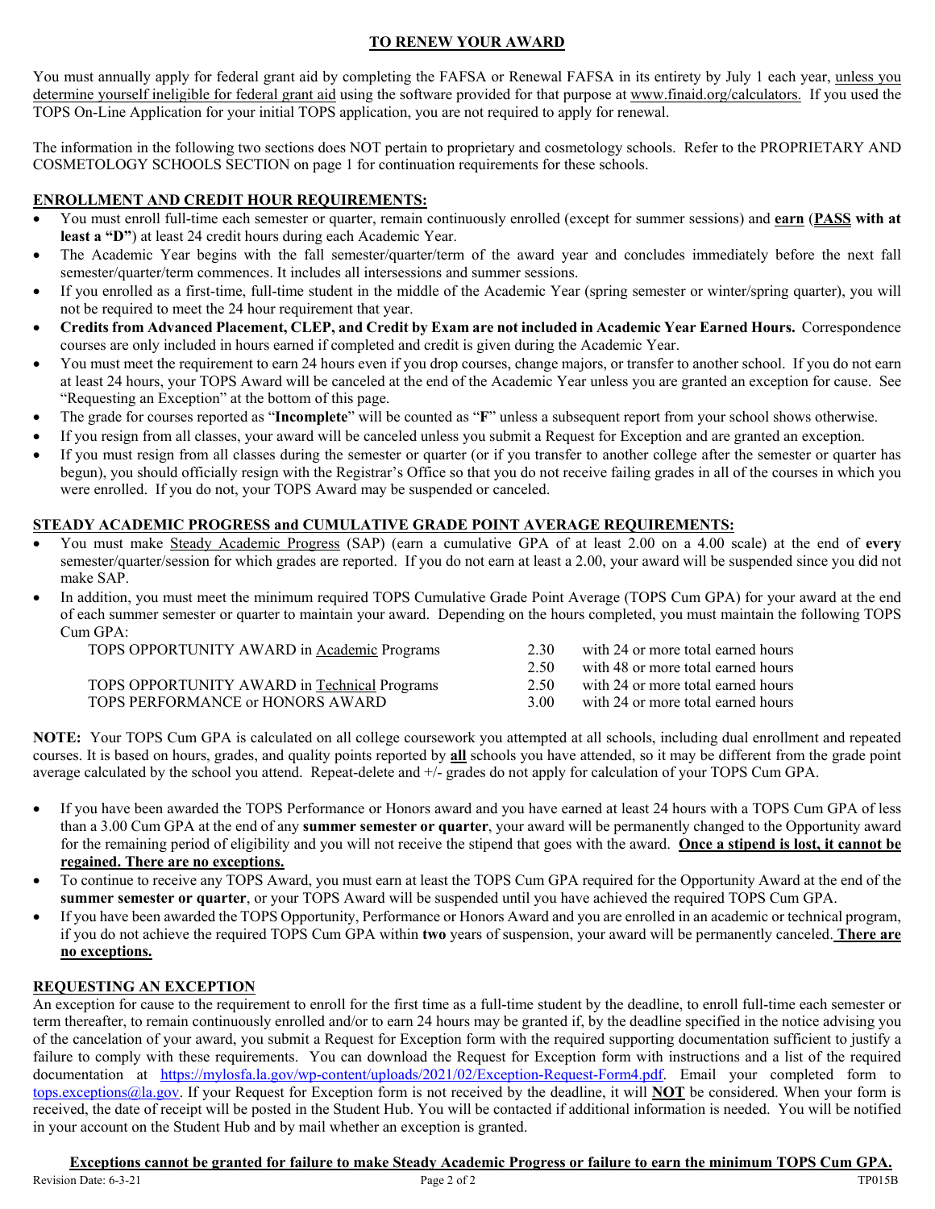## TO RENEW YOUR AWARD

You must annually apply for federal grant aid by completing the FAFSA or Renewal FAFSA in its entirety by July 1 each year, unless you determine yourself ineligible for federal grant aid using the software provided for that purpose at www.finaid.org/calculators. If you used the TOPS On-Line Application for your initial TOPS application, you are not required to apply for renewal.

The information in the following two sections does NOT pertain to proprietary and cosmetology schools. Refer to the PROPRIETARY AND COSMETOLOGY SCHOOLS SECTION on page 1 for continuation requirements for these schools.

### ENROLLMENT AND CREDIT HOUR REQUIREMENTS:

- You must enroll full-time each semester or quarter, remain continuously enrolled (except for summer sessions) and **earn** (**PASS with at least a "D"**) at least 24 credit hours during each Academic Year.
- The Academic Year begins with the fall semester/quarter/term of the award year and concludes immediately before the next fall semester/quarter/term commences. It includes all intersessions and summer sessions.
- If you enrolled as a first-time, full-time student in the middle of the Academic Year (spring semester or winter/spring quarter), you will not be required to meet the 24 hour requirement that year.
- **Credits from Advanced Placement, CLEP, and Credit by Exam are not included in Academic Year Earned Hours.** Correspondence courses are only included in hours earned if completed and credit is given during the Academic Year.
- You must meet the requirement to earn 24 hours even if you drop courses, change majors, or transfer to another school. If you do not earn at least 24 hours, your TOPS Award will be canceled at the end of the Academic Year unless you are granted an exception for cause. See "Requesting an Exception" at the bottom of this page.
- The grade for courses reported as "**Incomplete**" will be counted as "**F**" unless a subsequent report from your school shows otherwise.
- If you resign from all classes, your award will be canceled unless you submit a Request for Exception and are granted an exception.
- If you must resign from all classes during the semester or quarter (or if you transfer to another college after the semester or quarter has begun), you should officially resign with the Registrar's Office so that you do not receive failing grades in all of the courses in which you were enrolled. If you do not, your TOPS Award may be suspended or canceled.

### STEADY ACADEMIC PROGRESS and CUMULATIVE GRADE POINT AVERAGE REQUIREMENTS:

- You must make Steady Academic Progress (SAP) (earn a cumulative GPA of at least 2.00 on a 4.00 scale) at the end of **every** semester/quarter/session for which grades are reported. If you do not earn at least a 2.00, your award will be suspended since you did not make SAP.
- In addition, you must meet the minimum required TOPS Cumulative Grade Point Average (TOPS Cum GPA) for your award at the end of each summer semester or quarter to maintain your award. Depending on the hours completed, you must maintain the following TOPS Cum GPA:

| | | |
|---|---|---|
| TOPS OPPORTUNITY AWARD in Academic Programs | 2.30 | with 24 or more total earned hours |
| | 2.50 | with 48 or more total earned hours |
| TOPS OPPORTUNITY AWARD in Technical Programs | 2.50 | with 24 or more total earned hours |
| TOPS PERFORMANCE or HONORS AWARD | 3.00 | with 24 or more total earned hours |

**NOTE:** Your TOPS Cum GPA is calculated on all college coursework you attempted at all schools, including dual enrollment and repeated courses. It is based on hours, grades, and quality points reported by **all** schools you have attended, so it may be different from the grade point average calculated by the school you attend. Repeat-delete and +/- grades do not apply for calculation of your TOPS Cum GPA.

- If you have been awarded the TOPS Performance or Honors award and you have earned at least 24 hours with a TOPS Cum GPA of less than a 3.00 Cum GPA at the end of any **summer semester or quarter**, your award will be permanently changed to the Opportunity award for the remaining period of eligibility and you will not receive the stipend that goes with the award. **Once a stipend is lost, it cannot be regained. There are no exceptions.**
- To continue to receive any TOPS Award, you must earn at least the TOPS Cum GPA required for the Opportunity Award at the end of the **summer semester or quarter**, or your TOPS Award will be suspended until you have achieved the required TOPS Cum GPA.
- If you have been awarded the TOPS Opportunity, Performance or Honors Award and you are enrolled in an academic or technical program, if you do not achieve the required TOPS Cum GPA within **two** years of suspension, your award will be permanently canceled. **There are no exceptions.**

### REQUESTING AN EXCEPTION

An exception for cause to the requirement to enroll for the first time as a full-time student by the deadline, to enroll full-time each semester or term thereafter, to remain continuously enrolled and/or to earn 24 hours may be granted if, by the deadline specified in the notice advising you of the cancelation of your award, you submit a Request for Exception form with the required supporting documentation sufficient to justify a failure to comply with these requirements. You can download the Request for Exception form with instructions and a list of the required documentation at https://mylosfa.la.gov/wp-content/uploads/2021/02/Exception-Request-Form4.pdf. Email your completed form to tops.exceptions@la.gov. If your Request for Exception form is not received by the deadline, it will **NOT** be considered. When your form is received, the date of receipt will be posted in the Student Hub. You will be contacted if additional information is needed. You will be notified in your account on the Student Hub and by mail whether an exception is granted.

**Exceptions cannot be granted for failure to make Steady Academic Progress or failure to earn the minimum TOPS Cum GPA.**

Revision Date: 6-3-21 TP015B